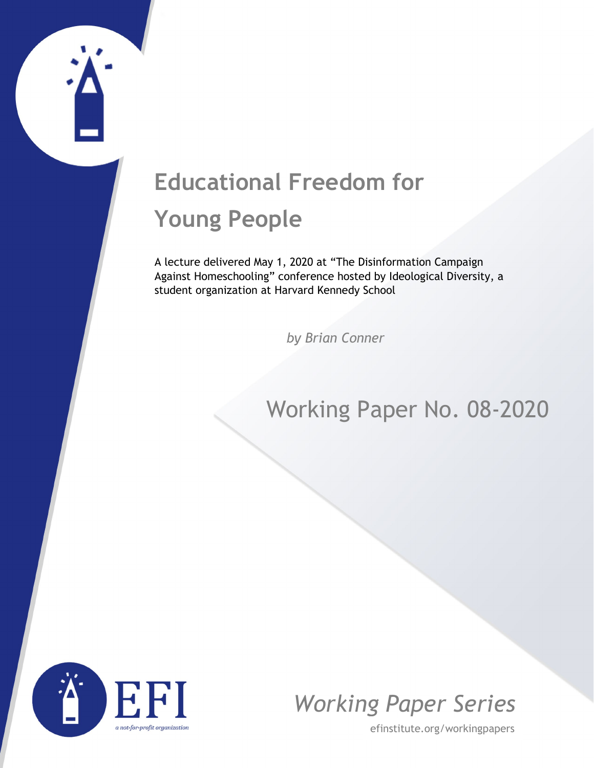# Educational Freedom for Young People

A lecture delivered May 1, 2020 at "The Disinformation Campaign Against Homeschooling" conference hosted by Ideological Diversity, a student organization at Harvard Kennedy School

*by Brian Conner*

Working Paper No. 08-2020

EFI

*a not-for-profit organization*

*Working Paper Series*

efinstitute.org/workingpapers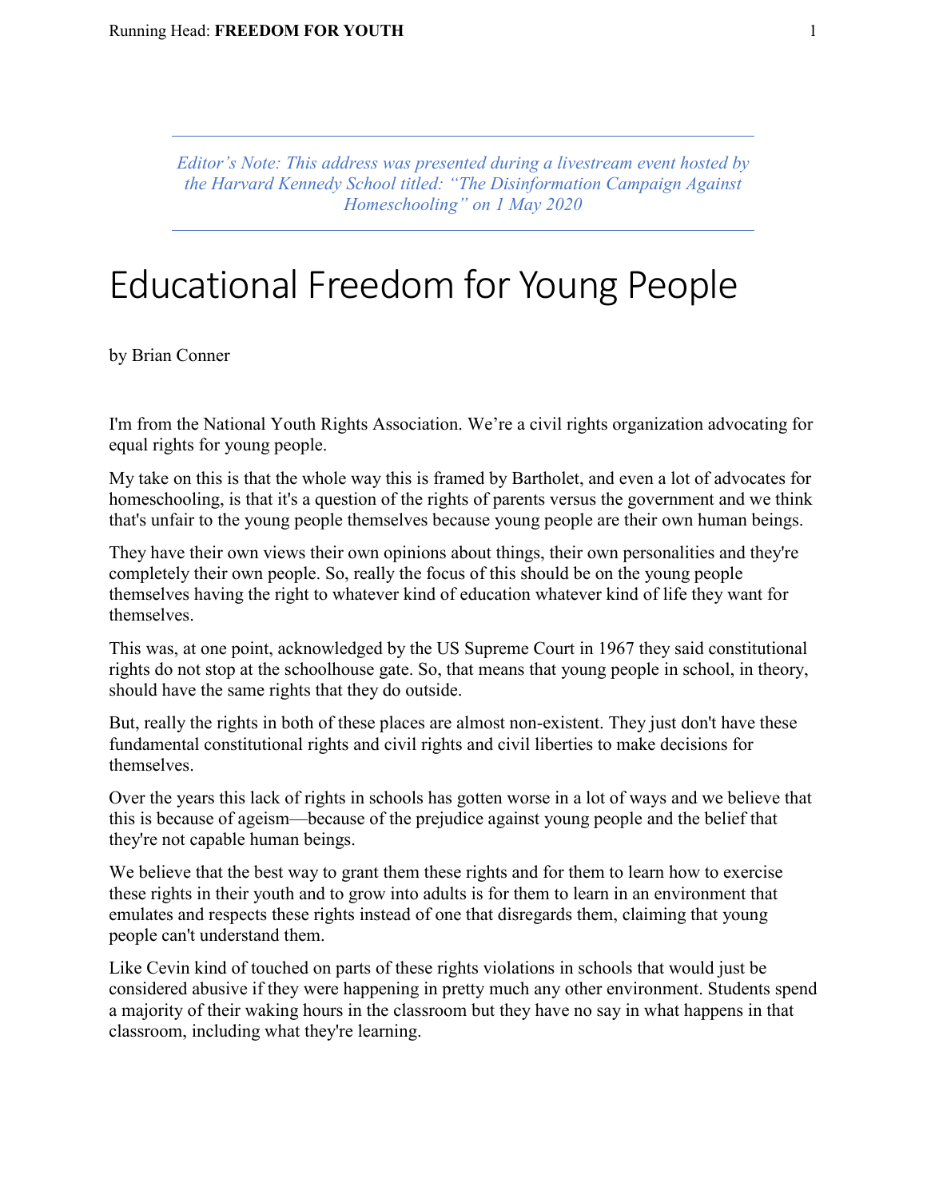*Editor's Note: This address was presented during a livestream event hosted by the Harvard Kennedy School titled: "The Disinformation Campaign Against Homeschooling" on 1 May 2020*

# Educational Freedom for Young People

by Brian Conner

I'm from the National Youth Rights Association. We're a civil rights organization advocating for equal rights for young people.

My take on this is that the whole way this is framed by Bartholet, and even a lot of advocates for homeschooling, is that it's a question of the rights of parents versus the government and we think that's unfair to the young people themselves because young people are their own human beings.

They have their own views their own opinions about things, their own personalities and they're completely their own people. So, really the focus of this should be on the young people themselves having the right to whatever kind of education whatever kind of life they want for themselves.

This was, at one point, acknowledged by the US Supreme Court in 1967 they said constitutional rights do not stop at the schoolhouse gate. So, that means that young people in school, in theory, should have the same rights that they do outside.

But, really the rights in both of these places are almost non-existent. They just don't have these fundamental constitutional rights and civil rights and civil liberties to make decisions for themselves.

Over the years this lack of rights in schools has gotten worse in a lot of ways and we believe that this is because of ageism—because of the prejudice against young people and the belief that they're not capable human beings.

We believe that the best way to grant them these rights and for them to learn how to exercise these rights in their youth and to grow into adults is for them to learn in an environment that emulates and respects these rights instead of one that disregards them, claiming that young people can't understand them.

Like Cevin kind of touched on parts of these rights violations in schools that would just be considered abusive if they were happening in pretty much any other environment. Students spend a majority of their waking hours in the classroom but they have no say in what happens in that classroom, including what they're learning.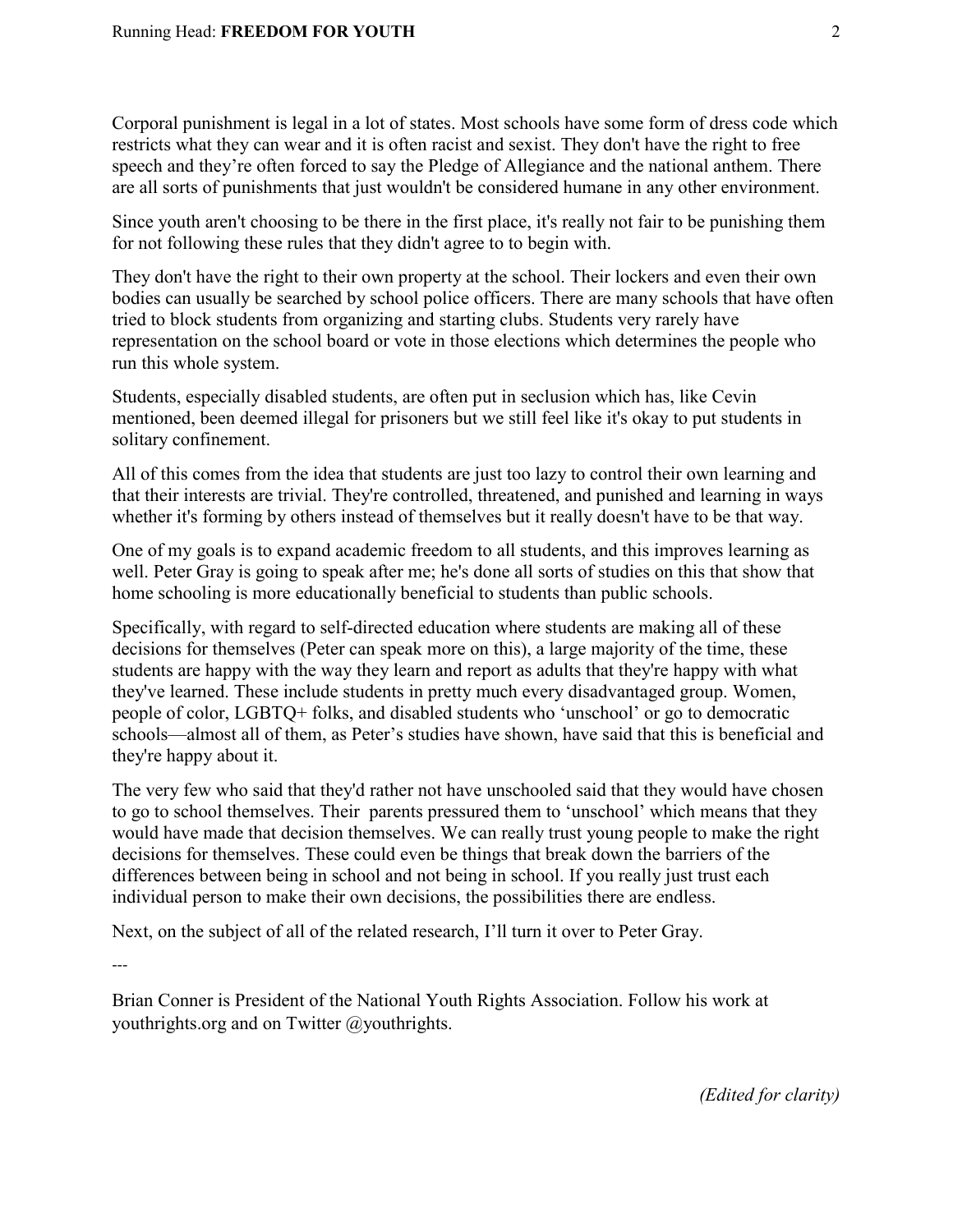Corporal punishment is legal in a lot of states. Most schools have some form of dress code which restricts what they can wear and it is often racist and sexist. They don't have the right to free speech and they're often forced to say the Pledge of Allegiance and the national anthem. There are all sorts of punishments that just wouldn't be considered humane in any other environment.

Since youth aren't choosing to be there in the first place, it's really not fair to be punishing them for not following these rules that they didn't agree to to begin with.

They don't have the right to their own property at the school. Their lockers and even their own bodies can usually be searched by school police officers. There are many schools that have often tried to block students from organizing and starting clubs. Students very rarely have representation on the school board or vote in those elections which determines the people who run this whole system.

Students, especially disabled students, are often put in seclusion which has, like Cevin mentioned, been deemed illegal for prisoners but we still feel like it's okay to put students in solitary confinement.

All of this comes from the idea that students are just too lazy to control their own learning and that their interests are trivial. They're controlled, threatened, and punished and learning in ways whether it's forming by others instead of themselves but it really doesn't have to be that way.

One of my goals is to expand academic freedom to all students, and this improves learning as well. Peter Gray is going to speak after me; he's done all sorts of studies on this that show that home schooling is more educationally beneficial to students than public schools.

Specifically, with regard to self-directed education where students are making all of these decisions for themselves (Peter can speak more on this), a large majority of the time, these students are happy with the way they learn and report as adults that they're happy with what they've learned. These include students in pretty much every disadvantaged group. Women, people of color, LGBTQ+ folks, and disabled students who 'unschool' or go to democratic schools—almost all of them, as Peter's studies have shown, have said that this is beneficial and they're happy about it.

The very few who said that they'd rather not have unschooled said that they would have chosen to go to school themselves. Their parents pressured them to 'unschool' which means that they would have made that decision themselves. We can really trust young people to make the right decisions for themselves. These could even be things that break down the barriers of the differences between being in school and not being in school. If you really just trust each individual person to make their own decisions, the possibilities there are endless.

Next, on the subject of all of the related research, I'll turn it over to Peter Gray.

---

Brian Conner is President of the National Youth Rights Association. Follow his work at youthrights.org and on Twitter @youthrights.

*(Edited for clarity)*